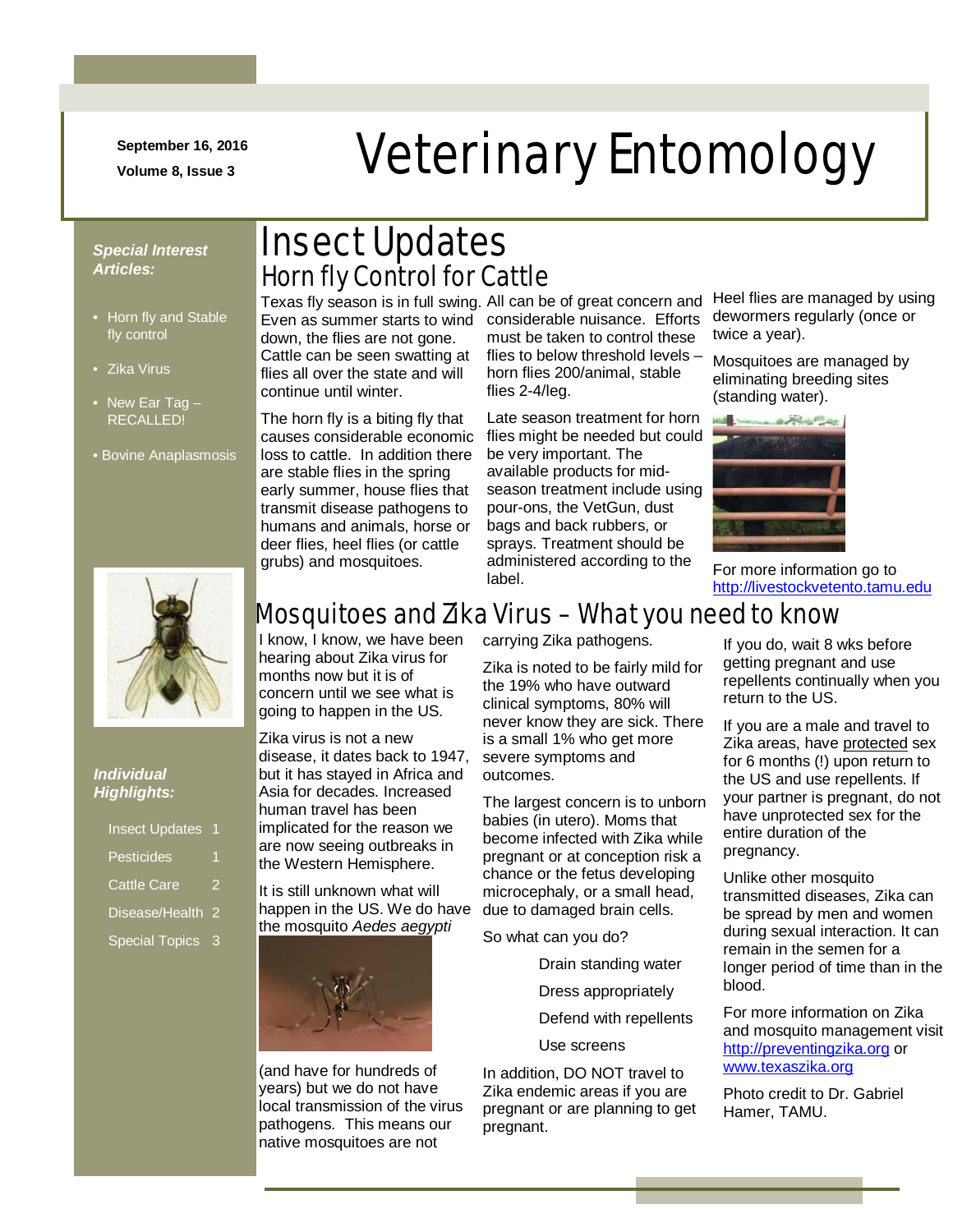September 16, 2016

Volume 8, Issue 3

# Veterinary Entomology

***Special Interest Articles:***

- Horn fly and Stable fly control
- Zika Virus
- New Ear Tag – RECALLED!
- Bovine Anaplasmosis

***Individual Highlights:***

| | |
|---|---|
| Insect Updates | 1 |
| Pesticides | 1 |
| Cattle Care | 2 |
| Disease/Health | 2 |
| Special Topics | 3 |

# Insect Updates

## Horn fly Control for Cattle

Texas fly season is in full swing. Even as summer starts to wind down, the flies are not gone. Cattle can be seen swatting at flies all over the state and will continue until winter.

The horn fly is a biting fly that causes considerable economic loss to cattle. In addition there are stable flies in the spring early summer, house flies that transmit disease pathogens to humans and animals, horse or deer flies, heel flies (or cattle grubs) and mosquitoes. All can be of great concern and considerable nuisance. Efforts must be taken to control these flies to below threshold levels – horn flies 200/animal, stable flies 2-4/leg.

Late season treatment for horn flies might be needed but could be very important. The available products for mid-season treatment include using pour-ons, the VetGun, dust bags and back rubbers, or sprays. Treatment should be administered according to the label.

Heel flies are managed by using dewormers regularly (once or twice a year).

Mosquitoes are managed by eliminating breeding sites (standing water).

For more information go to http://livestockvetento.tamu.edu

## Mosquitoes and Zika Virus – What you need to know

I know, I know, we have been hearing about Zika virus for months now but it is of concern until we see what is going to happen in the US.

Zika virus is not a new disease, it dates back to 1947, but it has stayed in Africa and Asia for decades. Increased human travel has been implicated for the reason we are now seeing outbreaks in the Western Hemisphere.

It is still unknown what will happen in the US. We do have the mosquito *Aedes aegypti* (and have for hundreds of years) but we do not have local transmission of the virus pathogens. This means our native mosquitoes are not carrying Zika pathogens.

Zika is noted to be fairly mild for the 19% who have outward clinical symptoms, 80% will never know they are sick. There is a small 1% who get more severe symptoms and outcomes.

The largest concern is to unborn babies (in utero). Moms that become infected with Zika while pregnant or at conception risk a chance or the fetus developing microcephaly, or a small head, due to damaged brain cells.

So what can you do?

Drain standing water

Dress appropriately

Defend with repellents

Use screens

In addition, DO NOT travel to Zika endemic areas if you are pregnant or are planning to get pregnant.

If you do, wait 8 wks before getting pregnant and use repellents continually when you return to the US.

If you are a male and travel to Zika areas, have protected sex for 6 months (!) upon return to the US and use repellents. If your partner is pregnant, do not have unprotected sex for the entire duration of the pregnancy.

Unlike other mosquito transmitted diseases, Zika can be spread by men and women during sexual interaction. It can remain in the semen for a longer period of time than in the blood.

For more information on Zika and mosquito management visit http://preventingzika.org or www.texaszika.org

Photo credit to Dr. Gabriel Hamer, TAMU.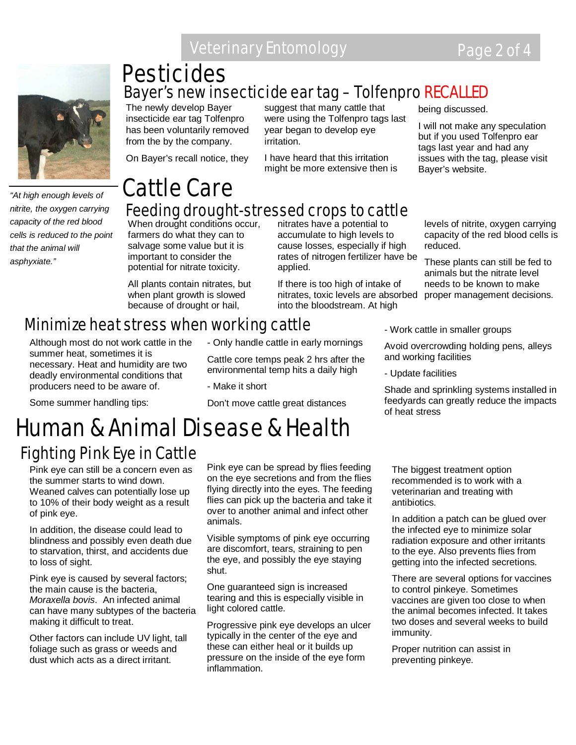# Pesticides

## Bayer's new insecticide ear tag – Tolfenpro RECALLED

The newly develop Bayer insecticide ear tag Tolfenpro has been voluntarily removed from the by the company.

On Bayer's recall notice, they suggest that many cattle that were using the Tolfenpro tags last year began to develop eye irritation.

I have heard that this irritation might be more extensive then is being discussed.

I will not make any speculation but if you used Tolfenpro ear tags last year and had any issues with the tag, please visit Bayer's website.

*"At high enough levels of nitrite, the oxygen carrying capacity of the red blood cells is reduced to the point that the animal will asphyxiate."*

# Cattle Care

## Feeding drought-stressed crops to cattle

When drought conditions occur, farmers do what they can to salvage some value but it is important to consider the potential for nitrate toxicity.

All plants contain nitrates, but when plant growth is slowed because of drought or hail, nitrates have a potential to accumulate to high levels to cause losses, especially if high rates of nitrogen fertilizer have be applied.

If there is too high of intake of nitrates, toxic levels are absorbed into the bloodstream. At high levels of nitrite, oxygen carrying capacity of the red blood cells is reduced.

These plants can still be fed to animals but the nitrate level needs to be known to make proper management decisions.

## Minimize heat stress when working cattle

Although most do not work cattle in the summer heat, sometimes it is necessary. Heat and humidity are two deadly environmental conditions that producers need to be aware of.

Some summer handling tips:

- Only handle cattle in early mornings

Cattle core temps peak 2 hrs after the environmental temp hits a daily high

- Make it short

Don't move cattle great distances

- Work cattle in smaller groups

Avoid overcrowding holding pens, alleys and working facilities

- Update facilities

Shade and sprinkling systems installed in feedyards can greatly reduce the impacts of heat stress

# Human & Animal Disease & Health

## Fighting Pink Eye in Cattle

Pink eye can still be a concern even as the summer starts to wind down. Weaned calves can potentially lose up to 10% of their body weight as a result of pink eye.

In addition, the disease could lead to blindness and possibly even death due to starvation, thirst, and accidents due to loss of sight.

Pink eye is caused by several factors; the main cause is the bacteria, *Moraxella bovis*. An infected animal can have many subtypes of the bacteria making it difficult to treat.

Other factors can include UV light, tall foliage such as grass or weeds and dust which acts as a direct irritant.

Pink eye can be spread by flies feeding on the eye secretions and from the flies flying directly into the eyes. The feeding flies can pick up the bacteria and take it over to another animal and infect other animals.

Visible symptoms of pink eye occurring are discomfort, tears, straining to pen the eye, and possibly the eye staying shut.

One guaranteed sign is increased tearing and this is especially visible in light colored cattle.

Progressive pink eye develops an ulcer typically in the center of the eye and these can either heal or it builds up pressure on the inside of the eye form inflammation.

The biggest treatment option recommended is to work with a veterinarian and treating with antibiotics.

In addition a patch can be glued over the infected eye to minimize solar radiation exposure and other irritants to the eye. Also prevents flies from getting into the infected secretions.

There are several options for vaccines to control pinkeye. Sometimes vaccines are given too close to when the animal becomes infected. It takes two doses and several weeks to build immunity.

Proper nutrition can assist in preventing pinkeye.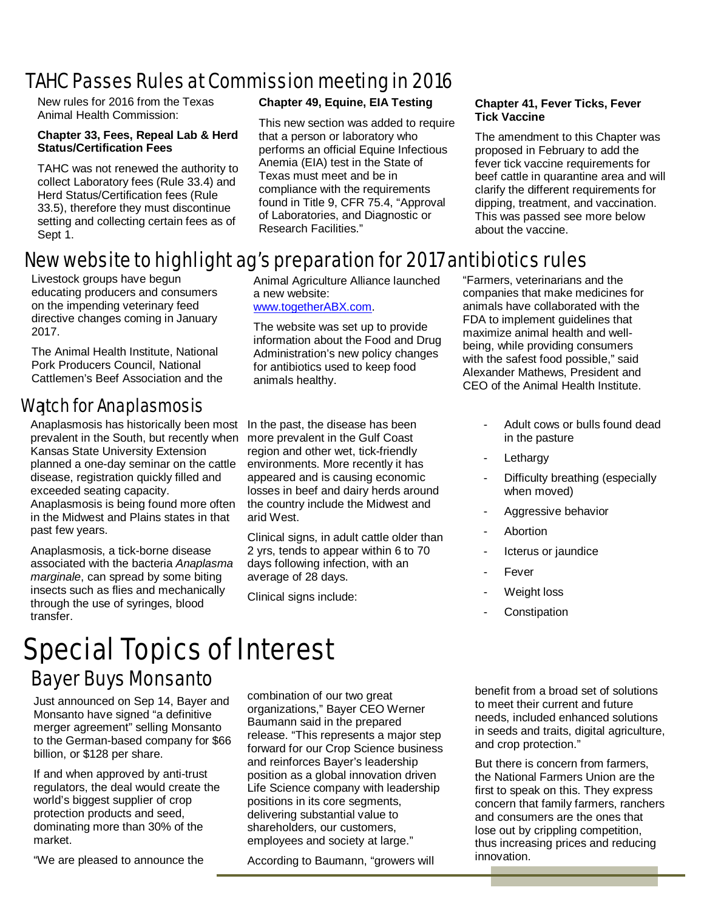## TAHC Passes Rules at Commission meeting in 2016

New rules for 2016 from the Texas Animal Health Commission:

**Chapter 33, Fees, Repeal Lab & Herd Status/Certification Fees**

TAHC was not renewed the authority to collect Laboratory fees (Rule 33.4) and Herd Status/Certification fees (Rule 33.5), therefore they must discontinue setting and collecting certain fees as of Sept 1.

**Chapter 49, Equine, EIA Testing**

This new section was added to require that a person or laboratory who performs an official Equine Infectious Anemia (EIA) test in the State of Texas must meet and be in compliance with the requirements found in Title 9, CFR 75.4, "Approval of Laboratories, and Diagnostic or Research Facilities."

**Chapter 41, Fever Ticks, Fever Tick Vaccine**

The amendment to this Chapter was proposed in February to add the fever tick vaccine requirements for beef cattle in quarantine area and will clarify the different requirements for dipping, treatment, and vaccination. This was passed see more below about the vaccine.

## New website to highlight ag's preparation for 2017 antibiotics rules

Livestock groups have begun educating producers and consumers on the impending veterinary feed directive changes coming in January 2017.

The Animal Health Institute, National Pork Producers Council, National Cattlemen's Beef Association and the Animal Agriculture Alliance launched a new website: www.togetherABX.com.

The website was set up to provide information about the Food and Drug Administration's new policy changes for antibiotics used to keep food animals healthy.

"Farmers, veterinarians and the companies that make medicines for animals have collaborated with the FDA to implement guidelines that maximize animal health and well-being, while providing consumers with the safest food possible," said Alexander Mathews, President and CEO of the Animal Health Institute.

## Watch for Anaplasmosis

Anaplasmosis has historically been most prevalent in the South, but recently when Kansas State University Extension planned a one-day seminar on the cattle disease, registration quickly filled and exceeded seating capacity. Anaplasmosis is being found more often in the Midwest and Plains states in that past few years.

Anaplasmosis, a tick-borne disease associated with the bacteria *Anaplasma marginale*, can spread by some biting insects such as flies and mechanically through the use of syringes, blood transfer.

In the past, the disease has been more prevalent in the Gulf Coast region and other wet, tick-friendly environments. More recently it has appeared and is causing economic losses in beef and dairy herds around the country include the Midwest and arid West.

Clinical signs, in adult cattle older than 2 yrs, tends to appear within 6 to 70 days following infection, with an average of 28 days.

Clinical signs include:

- Adult cows or bulls found dead in the pasture
- Lethargy
- Difficulty breathing (especially when moved)
- Aggressive behavior
- Abortion
- Icterus or jaundice
- Fever
- Weight loss
- Constipation

# Special Topics of Interest

## Bayer Buys Monsanto

Just announced on Sep 14, Bayer and Monsanto have signed "a definitive merger agreement" selling Monsanto to the German-based company for $66 billion, or $128 per share.

If and when approved by anti-trust regulators, the deal would create the world's biggest supplier of crop protection products and seed, dominating more than 30% of the market.

"We are pleased to announce the combination of our two great organizations," Bayer CEO Werner Baumann said in the prepared release. "This represents a major step forward for our Crop Science business and reinforces Bayer's leadership position as a global innovation driven Life Science company with leadership positions in its core segments, delivering substantial value to shareholders, our customers, employees and society at large."

According to Baumann, "growers will benefit from a broad set of solutions to meet their current and future needs, included enhanced solutions in seeds and traits, digital agriculture, and crop protection."

But there is concern from farmers, the National Farmers Union are the first to speak on this. They express concern that family farmers, ranchers and consumers are the ones that lose out by crippling competition, thus increasing prices and reducing innovation.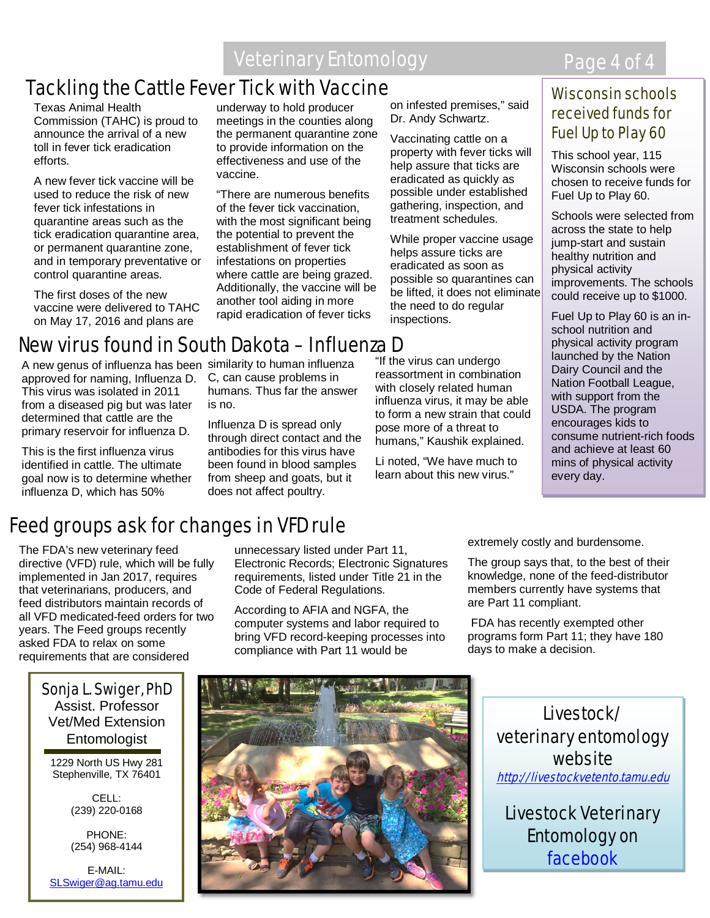## Tackling the Cattle Fever Tick with Vaccine

Texas Animal Health Commission (TAHC) is proud to announce the arrival of a new toll in fever tick eradication efforts.

A new fever tick vaccine will be used to reduce the risk of new fever tick infestations in quarantine areas such as the tick eradication quarantine area, or permanent quarantine zone, and in temporary preventative or control quarantine areas.

The first doses of the new vaccine were delivered to TAHC on May 17, 2016 and plans are underway to hold producer meetings in the counties along the permanent quarantine zone to provide information on the effectiveness and use of the vaccine.

"There are numerous benefits of the fever tick vaccination, with the most significant being the potential to prevent the establishment of fever tick infestations on properties where cattle are being grazed. Additionally, the vaccine will be another tool aiding in more rapid eradication of fever ticks on infested premises," said Dr. Andy Schwartz.

Vaccinating cattle on a property with fever ticks will help assure that ticks are eradicated as quickly as possible under established gathering, inspection, and treatment schedules.

While proper vaccine usage helps assure ticks are eradicated as soon as possible so quarantines can be lifted, it does not eliminate the need to do regular inspections.

## New virus found in South Dakota – Influenza D

A new genus of influenza has been approved for naming, Influenza D. This virus was isolated in 2011 from a diseased pig but was later determined that cattle are the primary reservoir for influenza D.

This is the first influenza virus identified in cattle. The ultimate goal now is to determine whether influenza D, which has 50% similarity to human influenza C, can cause problems in humans. Thus far the answer is no.

Influenza D is spread only through direct contact and the antibodies for this virus have been found in blood samples from sheep and goats, but it does not affect poultry.

"If the virus can undergo reassortment in combination with closely related human influenza virus, it may be able to form a new strain that could pose more of a threat to humans," Kaushik explained.

Li noted, "We have much to learn about this new virus."

## Wisconsin schools received funds for Fuel Up to Play 60

This school year, 115 Wisconsin schools were chosen to receive funds for Fuel Up to Play 60.

Schools were selected from across the state to help jump-start and sustain healthy nutrition and physical activity improvements. The schools could receive up to $1000.

Fuel Up to Play 60 is an in-school nutrition and physical activity program launched by the Nation Dairy Council and the Nation Football League, with support from the USDA. The program encourages kids to consume nutrient-rich foods and achieve at least 60 mins of physical activity every day.

## Feed groups ask for changes in VFD rule

The FDA's new veterinary feed directive (VFD) rule, which will be fully implemented in Jan 2017, requires that veterinarians, producers, and feed distributors maintain records of all VFD medicated-feed orders for two years. The Feed groups recently asked FDA to relax on some requirements that are considered unnecessary listed under Part 11, Electronic Records; Electronic Signatures requirements, listed under Title 21 in the Code of Federal Regulations.

According to AFIA and NGFA, the computer systems and labor required to bring VFD record-keeping processes into compliance with Part 11 would be extremely costly and burdensome.

The group says that, to the best of their knowledge, none of the feed-distributor members currently have systems that are Part 11 compliant.

FDA has recently exempted other programs form Part 11; they have 180 days to make a decision.

---

**Sonja L. Swiger, PhD**
Assist. Professor
Vet/Med Extension Entomologist

1229 North US Hwy 281
Stephenville, TX 76401

CELL:
(239) 220-0168

PHONE:
(254) 968-4144

E-MAIL:
SLSwiger@ag.tamu.edu

---

**Livestock/veterinary entomology website**
http://livestockvetento.tamu.edu

**Livestock Veterinary Entomology on facebook**